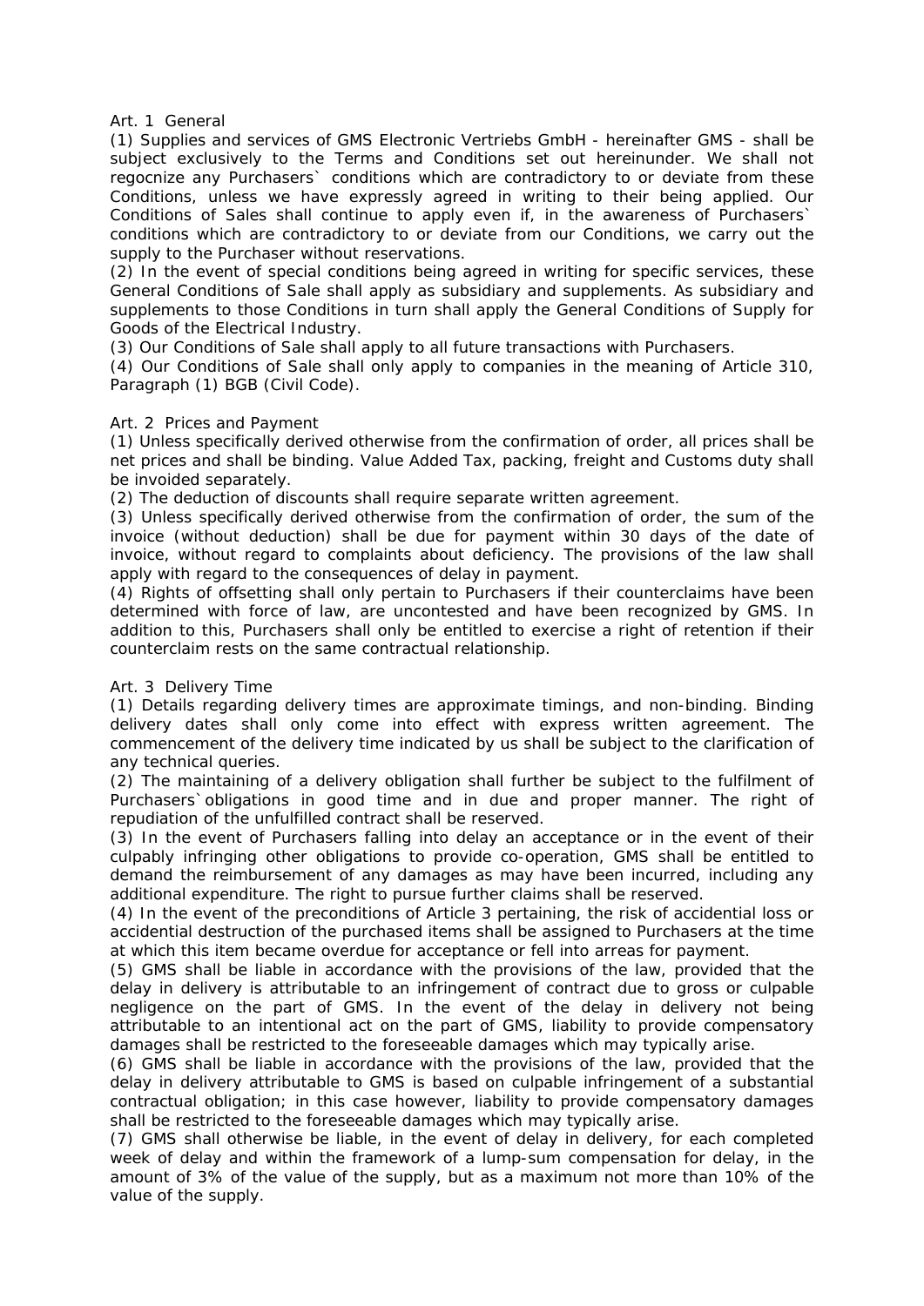## Art. 1 General

(1) Supplies and services of GMS Electronic Vertriebs GmbH - hereinafter GMS - shall be subject exclusively to the Terms and Conditions set out hereinunder. We shall not regocnize any Purchasers` conditions which are contradictory to or deviate from these Conditions, unless we have expressly agreed in writing to their being applied. Our Conditions of Sales shall continue to apply even if, in the awareness of Purchasers` conditions which are contradictory to or deviate from our Conditions, we carry out the supply to the Purchaser without reservations.

(2) In the event of special conditions being agreed in writing for specific services, these General Conditions of Sale shall apply as subsidiary and supplements. As subsidiary and supplements to those Conditions in turn shall apply the General Conditions of Supply for Goods of the Electrical Industry.

(3) Our Conditions of Sale shall apply to all future transactions with Purchasers.

(4) Our Conditions of Sale shall only apply to companies in the meaning of Article 310, Paragraph (1) BGB (Civil Code).

## Art. 2 Prices and Payment

(1) Unless specifically derived otherwise from the confirmation of order, all prices shall be net prices and shall be binding. Value Added Tax, packing, freight and Customs duty shall be invoided separately.

(2) The deduction of discounts shall require separate written agreement.

(3) Unless specifically derived otherwise from the confirmation of order, the sum of the invoice (without deduction) shall be due for payment within 30 days of the date of invoice, without regard to complaints about deficiency. The provisions of the law shall apply with regard to the consequences of delay in payment.

(4) Rights of offsetting shall only pertain to Purchasers if their counterclaims have been determined with force of law, are uncontested and have been recognized by GMS. In addition to this, Purchasers shall only be entitled to exercise a right of retention if their counterclaim rests on the same contractual relationship.

## Art. 3 Delivery Time

(1) Details regarding delivery times are approximate timings, and non-binding. Binding delivery dates shall only come into effect with express written agreement. The commencement of the delivery time indicated by us shall be subject to the clarification of any technical queries.

(2) The maintaining of a delivery obligation shall further be subject to the fulfilment of Purchasers`obligations in good time and in due and proper manner. The right of repudiation of the unfulfilled contract shall be reserved.

(3) In the event of Purchasers falling into delay an acceptance or in the event of their culpably infringing other obligations to provide co-operation, GMS shall be entitled to demand the reimbursement of any damages as may have been incurred, including any additional expenditure. The right to pursue further claims shall be reserved.

(4) In the event of the preconditions of Article 3 pertaining, the risk of accidential loss or accidential destruction of the purchased items shall be assigned to Purchasers at the time at which this item became overdue for acceptance or fell into arreas for payment.

(5) GMS shall be liable in accordance with the provisions of the law, provided that the delay in delivery is attributable to an infringement of contract due to gross or culpable negligence on the part of GMS. In the event of the delay in delivery not being attributable to an intentional act on the part of GMS, liability to provide compensatory damages shall be restricted to the foreseeable damages which may typically arise.

(6) GMS shall be liable in accordance with the provisions of the law, provided that the delay in delivery attributable to GMS is based on culpable infringement of a substantial contractual obligation; in this case however, liability to provide compensatory damages shall be restricted to the foreseeable damages which may typically arise.

(7) GMS shall otherwise be liable, in the event of delay in delivery, for each completed week of delay and within the framework of a lump-sum compensation for delay, in the amount of 3% of the value of the supply, but as a maximum not more than 10% of the value of the supply.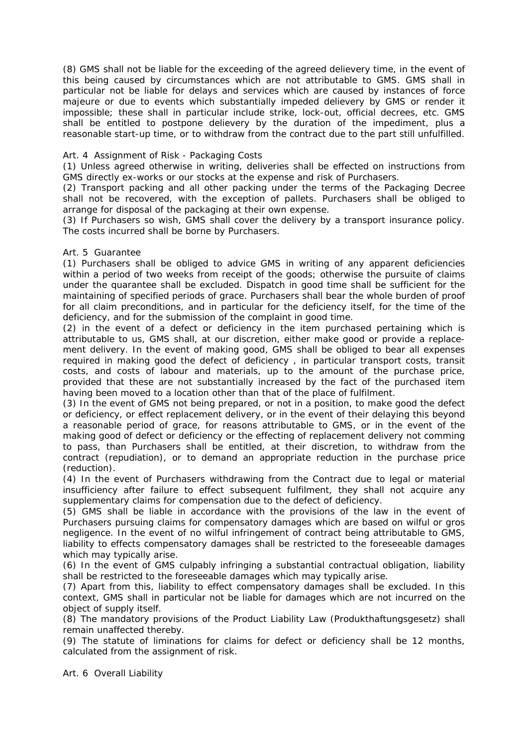(8) GMS shall not be liable for the exceeding of the agreed delievery time, in the event of this being caused by circumstances which are not attributable to GMS. GMS shall in particular not be liable for delays and services which are caused by instances of force majeure or due to events which substantially impeded delievery by GMS or render it impossible; these shall in particular include strike, lock-out, official decrees, etc. GMS shall be entitled to postpone delievery by the duration of the impediment, plus a reasonable start-up time, or to withdraw from the contract due to the part still unfulfilled.

Art. 4 Assignment of Risk - Packaging Costs

(1) Unless agreed otherwise in writing, deliveries shall be effected on instructions from GMS directly ex-works or our stocks at the expense and risk of Purchasers.

(2) Transport packing and all other packing under the terms of the Packaging Decree shall not be recovered, with the exception of pallets. Purchasers shall be obliged to arrange for disposal of the packaging at their own expense.

(3) If Purchasers so wish, GMS shall cover the delivery by a transport insurance policy. The costs incurred shall be borne by Purchasers.

Art. 5 Guarantee

(1) Purchasers shall be obliged to advice GMS in writing of any apparent deficiencies within a period of two weeks from receipt of the goods; otherwise the pursuite of claims under the quarantee shall be excluded. Dispatch in good time shall be sufficient for the maintaining of specified periods of grace. Purchasers shall bear the whole burden of proof for all claim preconditions, and in particular for the deficiency itself, for the time of the deficiency, and for the submission of the complaint in good time.

(2) in the event of a defect or deficiency in the item purchased pertaining which is attributable to us, GMS shall, at our discretion, either make good or provide a replacement delivery. In the event of making good, GMS shall be obliged to bear all expenses required in making good the defect of deficiency , in particular transport costs, transit costs, and costs of labour and materials, up to the amount of the purchase price, provided that these are not substantially increased by the fact of the purchased item having been moved to a location other than that of the place of fulfilment.

(3) In the event of GMS not being prepared, or not in a position, to make good the defect or deficiency, or effect replacement delivery, or in the event of their delaying this beyond a reasonable period of grace, for reasons attributable to GMS, or in the event of the making good of defect or deficiency or the effecting of replacement delivery not comming to pass, than Purchasers shall be entitled, at their discretion, to withdraw from the contract (repudiation), or to demand an appropriate reduction in the purchase price (reduction).

(4) In the event of Purchasers withdrawing from the Contract due to legal or material insufficiency after failure to effect subsequent fulfilment, they shall not acquire any supplementary claims for compensation due to the defect of deficiency.

(5) GMS shall be liable in accordance with the provisions of the law in the event of Purchasers pursuing claims for compensatory damages which are based on wilful or gros negligence. In the event of no wilful infringement of contract being attributable to GMS, liability to effects compensatory damages shall be restricted to the foreseeable damages which may typically arise.

(6) In the event of GMS culpably infringing a substantial contractual obligation, liability shall be restricted to the foreseeable damages which may typically arise.

(7) Apart from this, liability to effect compensatory damages shall be excluded. In this context, GMS shall in particular not be liable for damages which are not incurred on the object of supply itself.

(8) The mandatory provisions of the Product Liability Law (Produkthaftungsgesetz) shall remain unaffected thereby.

(9) The statute of liminations for claims for defect or deficiency shall be 12 months, calculated from the assignment of risk.

Art. 6 Overall Liability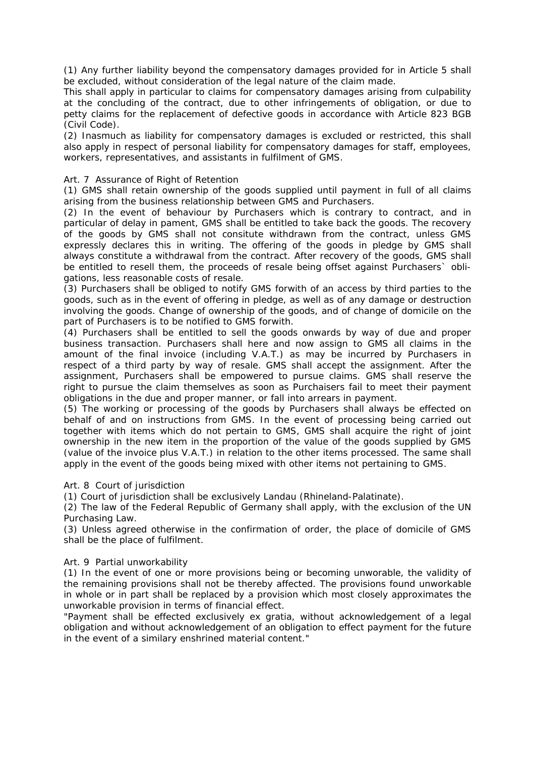(1) Any further liability beyond the compensatory damages provided for in Article 5 shall be excluded, without consideration of the legal nature of the claim made.
This shall apply in particular to claims for compensatory damages arising from culpability at the concluding of the contract, due to other infringements of obligation, or due to petty claims for the replacement of defective goods in accordance with Article 823 BGB (Civil Code).
(2) Inasmuch as liability for compensatory damages is excluded or restricted, this shall also apply in respect of personal liability for compensatory damages for staff, employees, workers, representatives, and assistants in fulfilment of GMS.

## Art. 7 Assurance of Right of Retention

(1) GMS shall retain ownership of the goods supplied until payment in full of all claims arising from the business relationship between GMS and Purchasers.
(2) In the event of behaviour by Purchasers which is contrary to contract, and in particular of delay in pament, GMS shall be entitled to take back the goods. The recovery of the goods by GMS shall not consitute withdrawn from the contract, unless GMS expressly declares this in writing. The offering of the goods in pledge by GMS shall always constitute a withdrawal from the contract. After recovery of the goods, GMS shall be entitled to resell them, the proceeds of resale being offset against Purchasers` obligations, less reasonable costs of resale.
(3) Purchasers shall be obliged to notify GMS forwith of an access by third parties to the goods, such as in the event of offering in pledge, as well as of any damage or destruction involving the goods. Change of ownership of the goods, and of change of domicile on the part of Purchasers is to be notified to GMS forwith.
(4) Purchasers shall be entitled to sell the goods onwards by way of due and proper business transaction. Purchasers shall here and now assign to GMS all claims in the amount of the final invoice (including V.A.T.) as may be incurred by Purchasers in respect of a third party by way of resale. GMS shall accept the assignment. After the assignment, Purchasers shall be empowered to pursue claims. GMS shall reserve the right to pursue the claim themselves as soon as Purchaisers fail to meet their payment obligations in the due and proper manner, or fall into arrears in payment.
(5) The working or processing of the goods by Purchasers shall always be effected on behalf of and on instructions from GMS. In the event of processing being carried out together with items which do not pertain to GMS, GMS shall acquire the right of joint ownership in the new item in the proportion of the value of the goods supplied by GMS (value of the invoice plus V.A.T.) in relation to the other items processed. The same shall apply in the event of the goods being mixed with other items not pertaining to GMS.

## Art. 8 Court of jurisdiction

(1) Court of jurisdiction shall be exclusively Landau (Rhineland-Palatinate).
(2) The law of the Federal Republic of Germany shall apply, with the exclusion of the UN Purchasing Law.
(3) Unless agreed otherwise in the confirmation of order, the place of domicile of GMS shall be the place of fulfilment.

## Art. 9 Partial unworkability

(1) In the event of one or more provisions being or becoming unworable, the validity of the remaining provisions shall not be thereby affected. The provisions found unworkable in whole or in part shall be replaced by a provision which most closely approximates the unworkable provision in terms of financial effect.
"Payment shall be effected exclusively ex gratia, without acknowledgement of a legal obligation and without acknowledgement of an obligation to effect payment for the future in the event of a similary enshrined material content."